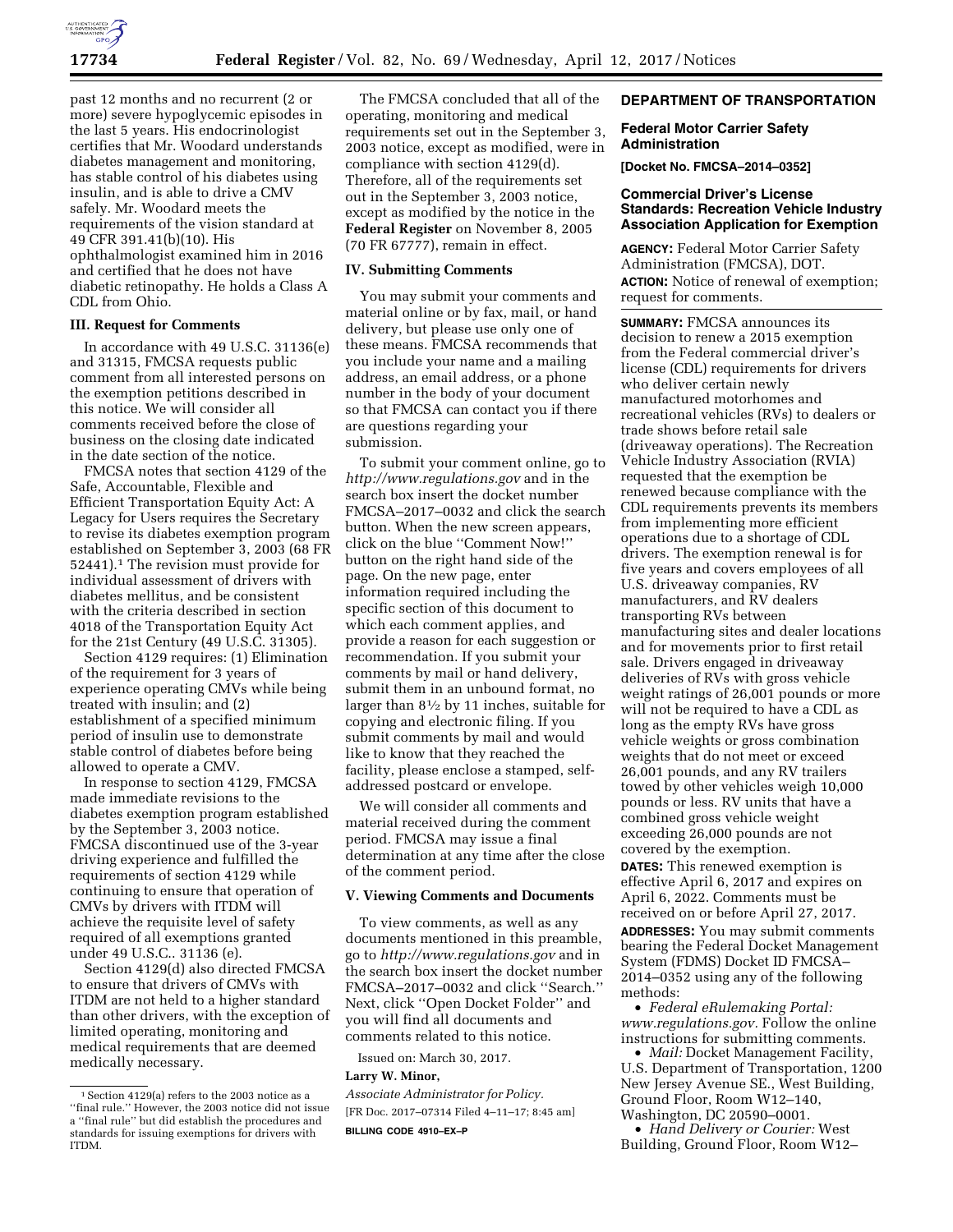past 12 months and no recurrent (2 or more) severe hypoglycemic episodes in the last 5 years. His endocrinologist certifies that Mr. Woodard understands diabetes management and monitoring, has stable control of his diabetes using insulin, and is able to drive a CMV safely. Mr. Woodard meets the requirements of the vision standard at 49 CFR 391.41(b)(10). His ophthalmologist examined him in 2016 and certified that he does not have diabetic retinopathy. He holds a Class A CDL from Ohio.

### III. Request for Comments

In accordance with 49 U.S.C. 31136(e) and 31315, FMCSA requests public comment from all interested persons on the exemption petitions described in this notice. We will consider all comments received before the close of business on the closing date indicated in the date section of the notice.

FMCSA notes that section 4129 of the Safe, Accountable, Flexible and Efficient Transportation Equity Act: A Legacy for Users requires the Secretary to revise its diabetes exemption program established on September 3, 2003 (68 FR 52441).[1] The revision must provide for individual assessment of drivers with diabetes mellitus, and be consistent with the criteria described in section 4018 of the Transportation Equity Act for the 21st Century (49 U.S.C. 31305).

Section 4129 requires: (1) Elimination of the requirement for 3 years of experience operating CMVs while being treated with insulin; and (2) establishment of a specified minimum period of insulin use to demonstrate stable control of diabetes before being allowed to operate a CMV.

In response to section 4129, FMCSA made immediate revisions to the diabetes exemption program established by the September 3, 2003 notice. FMCSA discontinued use of the 3-year driving experience and fulfilled the requirements of section 4129 while continuing to ensure that operation of CMVs by drivers with ITDM will achieve the requisite level of safety required of all exemptions granted under 49 U.S.C.. 31136 (e).

Section 4129(d) also directed FMCSA to ensure that drivers of CMVs with ITDM are not held to a higher standard than other drivers, with the exception of limited operating, monitoring and medical requirements that are deemed medically necessary.

[1] Section 4129(a) refers to the 2003 notice as a ''final rule.'' However, the 2003 notice did not issue a ''final rule'' but did establish the procedures and standards for issuing exemptions for drivers with ITDM.

The FMCSA concluded that all of the operating, monitoring and medical requirements set out in the September 3, 2003 notice, except as modified, were in compliance with section 4129(d). Therefore, all of the requirements set out in the September 3, 2003 notice, except as modified by the notice in the **Federal Register** on November 8, 2005 (70 FR 67777), remain in effect.

### IV. Submitting Comments

You may submit your comments and material online or by fax, mail, or hand delivery, but please use only one of these means. FMCSA recommends that you include your name and a mailing address, an email address, or a phone number in the body of your document so that FMCSA can contact you if there are questions regarding your submission.

To submit your comment online, go to *http://www.regulations.gov* and in the search box insert the docket number FMCSA–2017–0032 and click the search button. When the new screen appears, click on the blue ''Comment Now!'' button on the right hand side of the page. On the new page, enter information required including the specific section of this document to which each comment applies, and provide a reason for each suggestion or recommendation. If you submit your comments by mail or hand delivery, submit them in an unbound format, no larger than 8½ by 11 inches, suitable for copying and electronic filing. If you submit comments by mail and would like to know that they reached the facility, please enclose a stamped, self-addressed postcard or envelope.

We will consider all comments and material received during the comment period. FMCSA may issue a final determination at any time after the close of the comment period.

### V. Viewing Comments and Documents

To view comments, as well as any documents mentioned in this preamble, go to *http://www.regulations.gov* and in the search box insert the docket number FMCSA–2017–0032 and click ''Search.'' Next, click ''Open Docket Folder'' and you will find all documents and comments related to this notice.

Issued on: March 30, 2017.

**Larry W. Minor,**

*Associate Administrator for Policy.*

[FR Doc. 2017–07314 Filed 4–11–17; 8:45 am]

**BILLING CODE 4910–EX–P**

## DEPARTMENT OF TRANSPORTATION

### Federal Motor Carrier Safety Administration

**[Docket No. FMCSA–2014–0352]**

### Commercial Driver's License Standards: Recreation Vehicle Industry Association Application for Exemption

**AGENCY:** Federal Motor Carrier Safety Administration (FMCSA), DOT.

**ACTION:** Notice of renewal of exemption; request for comments.

**SUMMARY:** FMCSA announces its decision to renew a 2015 exemption from the Federal commercial driver's license (CDL) requirements for drivers who deliver certain newly manufactured motorhomes and recreational vehicles (RVs) to dealers or trade shows before retail sale (driveaway operations). The Recreation Vehicle Industry Association (RVIA) requested that the exemption be renewed because compliance with the CDL requirements prevents its members from implementing more efficient operations due to a shortage of CDL drivers. The exemption renewal is for five years and covers employees of all U.S. driveaway companies, RV manufacturers, and RV dealers transporting RVs between manufacturing sites and dealer locations and for movements prior to first retail sale. Drivers engaged in driveaway deliveries of RVs with gross vehicle weight ratings of 26,001 pounds or more will not be required to have a CDL as long as the empty RVs have gross vehicle weights or gross combination weights that do not meet or exceed 26,001 pounds, and any RV trailers towed by other vehicles weigh 10,000 pounds or less. RV units that have a combined gross vehicle weight exceeding 26,000 pounds are not covered by the exemption.

**DATES:** This renewed exemption is effective April 6, 2017 and expires on April 6, 2022. Comments must be received on or before April 27, 2017.

**ADDRESSES:** You may submit comments bearing the Federal Docket Management System (FDMS) Docket ID FMCSA–2014–0352 using any of the following methods:

- *Federal eRulemaking Portal: www.regulations.gov.* Follow the online instructions for submitting comments.
- *Mail:* Docket Management Facility, U.S. Department of Transportation, 1200 New Jersey Avenue SE., West Building, Ground Floor, Room W12–140, Washington, DC 20590–0001.
- *Hand Delivery or Courier:* West Building, Ground Floor, Room W12–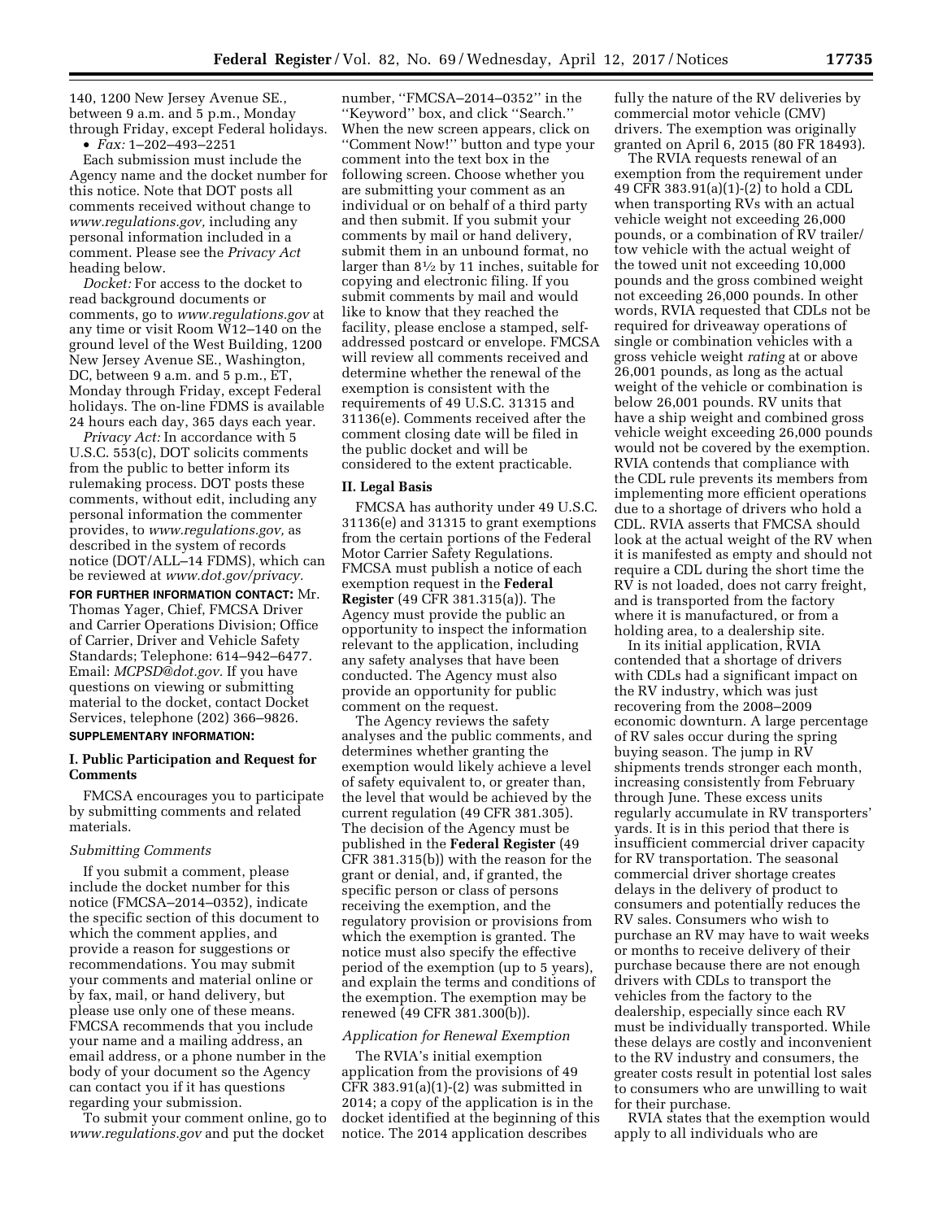140, 1200 New Jersey Avenue SE., between 9 a.m. and 5 p.m., Monday through Friday, except Federal holidays.

- *Fax:* 1–202–493–2251

Each submission must include the Agency name and the docket number for this notice. Note that DOT posts all comments received without change to *www.regulations.gov,* including any personal information included in a comment. Please see the *Privacy Act* heading below.

*Docket:* For access to the docket to read background documents or comments, go to *www.regulations.gov* at any time or visit Room W12–140 on the ground level of the West Building, 1200 New Jersey Avenue SE., Washington, DC, between 9 a.m. and 5 p.m., ET, Monday through Friday, except Federal holidays. The on-line FDMS is available 24 hours each day, 365 days each year.

*Privacy Act:* In accordance with 5 U.S.C. 553(c), DOT solicits comments from the public to better inform its rulemaking process. DOT posts these comments, without edit, including any personal information the commenter provides, to *www.regulations.gov,* as described in the system of records notice (DOT/ALL–14 FDMS), which can be reviewed at *www.dot.gov/privacy.*

**FOR FURTHER INFORMATION CONTACT:** Mr. Thomas Yager, Chief, FMCSA Driver and Carrier Operations Division; Office of Carrier, Driver and Vehicle Safety Standards; Telephone: 614–942–6477. Email: *MCPSD@dot.gov.* If you have questions on viewing or submitting material to the docket, contact Docket Services, telephone (202) 366–9826.

**SUPPLEMENTARY INFORMATION:**

## I. Public Participation and Request for Comments

FMCSA encourages you to participate by submitting comments and related materials.

### *Submitting Comments*

If you submit a comment, please include the docket number for this notice (FMCSA–2014–0352), indicate the specific section of this document to which the comment applies, and provide a reason for suggestions or recommendations. You may submit your comments and material online or by fax, mail, or hand delivery, but please use only one of these means. FMCSA recommends that you include your name and a mailing address, an email address, or a phone number in the body of your document so the Agency can contact you if it has questions regarding your submission.

To submit your comment online, go to *www.regulations.gov* and put the docket number, ''FMCSA–2014–0352'' in the ''Keyword'' box, and click ''Search.'' When the new screen appears, click on ''Comment Now!'' button and type your comment into the text box in the following screen. Choose whether you are submitting your comment as an individual or on behalf of a third party and then submit. If you submit your comments by mail or hand delivery, submit them in an unbound format, no larger than 8½ by 11 inches, suitable for copying and electronic filing. If you submit comments by mail and would like to know that they reached the facility, please enclose a stamped, self-addressed postcard or envelope. FMCSA will review all comments received and determine whether the renewal of the exemption is consistent with the requirements of 49 U.S.C. 31315 and 31136(e). Comments received after the comment closing date will be filed in the public docket and will be considered to the extent practicable.

## II. Legal Basis

FMCSA has authority under 49 U.S.C. 31136(e) and 31315 to grant exemptions from the certain portions of the Federal Motor Carrier Safety Regulations. FMCSA must publish a notice of each exemption request in the **Federal Register** (49 CFR 381.315(a)). The Agency must provide the public an opportunity to inspect the information relevant to the application, including any safety analyses that have been conducted. The Agency must also provide an opportunity for public comment on the request.

The Agency reviews the safety analyses and the public comments, and determines whether granting the exemption would likely achieve a level of safety equivalent to, or greater than, the level that would be achieved by the current regulation (49 CFR 381.305). The decision of the Agency must be published in the **Federal Register** (49 CFR 381.315(b)) with the reason for the grant or denial, and, if granted, the specific person or class of persons receiving the exemption, and the regulatory provision or provisions from which the exemption is granted. The notice must also specify the effective period of the exemption (up to 5 years), and explain the terms and conditions of the exemption. The exemption may be renewed (49 CFR 381.300(b)).

### *Application for Renewal Exemption*

The RVIA's initial exemption application from the provisions of 49 CFR 383.91(a)(1)-(2) was submitted in 2014; a copy of the application is in the docket identified at the beginning of this notice. The 2014 application describes fully the nature of the RV deliveries by commercial motor vehicle (CMV) drivers. The exemption was originally granted on April 6, 2015 (80 FR 18493).

The RVIA requests renewal of an exemption from the requirement under 49 CFR 383.91(a)(1)-(2) to hold a CDL when transporting RVs with an actual vehicle weight not exceeding 26,000 pounds, or a combination of RV trailer/tow vehicle with the actual weight of the towed unit not exceeding 10,000 pounds and the gross combined weight not exceeding 26,000 pounds. In other words, RVIA requested that CDLs not be required for driveaway operations of single or combination vehicles with a gross vehicle weight *rating* at or above 26,001 pounds, as long as the actual weight of the vehicle or combination is below 26,001 pounds. RV units that have a ship weight and combined gross vehicle weight exceeding 26,000 pounds would not be covered by the exemption. RVIA contends that compliance with the CDL rule prevents its members from implementing more efficient operations due to a shortage of drivers who hold a CDL. RVIA asserts that FMCSA should look at the actual weight of the RV when it is manifested as empty and should not require a CDL during the short time the RV is not loaded, does not carry freight, and is transported from the factory where it is manufactured, or from a holding area, to a dealership site.

In its initial application, RVIA contended that a shortage of drivers with CDLs had a significant impact on the RV industry, which was just recovering from the 2008–2009 economic downturn. A large percentage of RV sales occur during the spring buying season. The jump in RV shipments trends stronger each month, increasing consistently from February through June. These excess units regularly accumulate in RV transporters' yards. It is in this period that there is insufficient commercial driver capacity for RV transportation. The seasonal commercial driver shortage creates delays in the delivery of product to consumers and potentially reduces the RV sales. Consumers who wish to purchase an RV may have to wait weeks or months to receive delivery of their purchase because there are not enough drivers with CDLs to transport the vehicles from the factory to the dealership, especially since each RV must be individually transported. While these delays are costly and inconvenient to the RV industry and consumers, the greater costs result in potential lost sales to consumers who are unwilling to wait for their purchase.

RVIA states that the exemption would apply to all individuals who are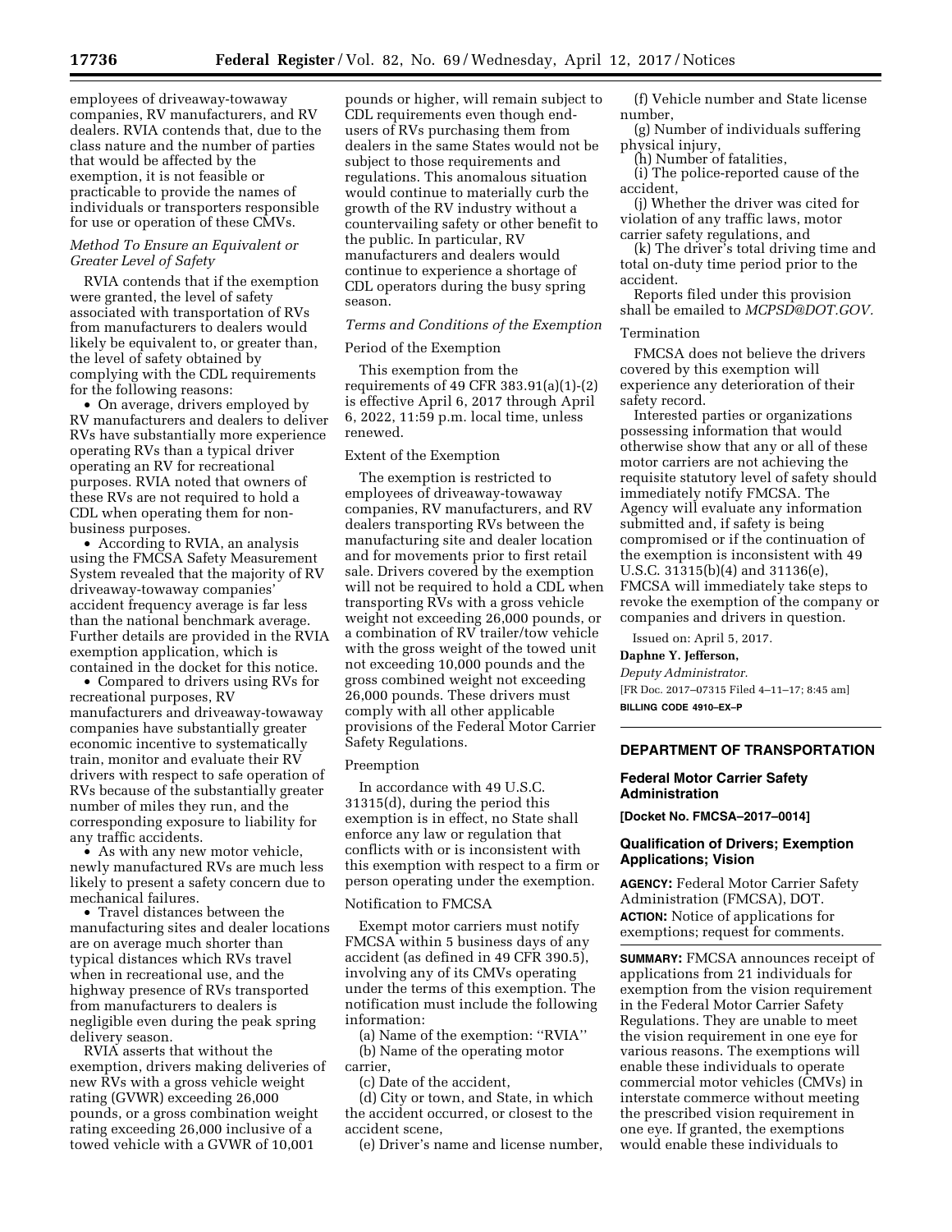employees of driveaway-towaway companies, RV manufacturers, and RV dealers. RVIA contends that, due to the class nature and the number of parties that would be affected by the exemption, it is not feasible or practicable to provide the names of individuals or transporters responsible for use or operation of these CMVs.

*Method To Ensure an Equivalent or Greater Level of Safety*

RVIA contends that if the exemption were granted, the level of safety associated with transportation of RVs from manufacturers to dealers would likely be equivalent to, or greater than, the level of safety obtained by complying with the CDL requirements for the following reasons:

- On average, drivers employed by RV manufacturers and dealers to deliver RVs have substantially more experience operating RVs than a typical driver operating an RV for recreational purposes. RVIA noted that owners of these RVs are not required to hold a CDL when operating them for non-business purposes.
- According to RVIA, an analysis using the FMCSA Safety Measurement System revealed that the majority of RV driveaway-towaway companies' accident frequency average is far less than the national benchmark average. Further details are provided in the RVIA exemption application, which is contained in the docket for this notice.
- Compared to drivers using RVs for recreational purposes, RV manufacturers and driveaway-towaway companies have substantially greater economic incentive to systematically train, monitor and evaluate their RV drivers with respect to safe operation of RVs because of the substantially greater number of miles they run, and the corresponding exposure to liability for any traffic accidents.
- As with any new motor vehicle, newly manufactured RVs are much less likely to present a safety concern due to mechanical failures.
- Travel distances between the manufacturing sites and dealer locations are on average much shorter than typical distances which RVs travel when in recreational use, and the highway presence of RVs transported from manufacturers to dealers is negligible even during the peak spring delivery season.

RVIA asserts that without the exemption, drivers making deliveries of new RVs with a gross vehicle weight rating (GVWR) exceeding 26,000 pounds, or a gross combination weight rating exceeding 26,000 inclusive of a towed vehicle with a GVWR of 10,001 pounds or higher, will remain subject to CDL requirements even though end-users of RVs purchasing them from dealers in the same States would not be subject to those requirements and regulations. This anomalous situation would continue to materially curb the growth of the RV industry without a countervailing safety or other benefit to the public. In particular, RV manufacturers and dealers would continue to experience a shortage of CDL operators during the busy spring season.

*Terms and Conditions of the Exemption*

Period of the Exemption

This exemption from the requirements of 49 CFR 383.91(a)(1)-(2) is effective April 6, 2017 through April 6, 2022, 11:59 p.m. local time, unless renewed.

Extent of the Exemption

The exemption is restricted to employees of driveaway-towaway companies, RV manufacturers, and RV dealers transporting RVs between the manufacturing site and dealer location and for movements prior to first retail sale. Drivers covered by the exemption will not be required to hold a CDL when transporting RVs with a gross vehicle weight not exceeding 26,000 pounds, or a combination of RV trailer/tow vehicle with the gross weight of the towed unit not exceeding 10,000 pounds and the gross combined weight not exceeding 26,000 pounds. These drivers must comply with all other applicable provisions of the Federal Motor Carrier Safety Regulations.

Preemption

In accordance with 49 U.S.C. 31315(d), during the period this exemption is in effect, no State shall enforce any law or regulation that conflicts with or is inconsistent with this exemption with respect to a firm or person operating under the exemption.

Notification to FMCSA

Exempt motor carriers must notify FMCSA within 5 business days of any accident (as defined in 49 CFR 390.5), involving any of its CMVs operating under the terms of this exemption. The notification must include the following information:

(a) Name of the exemption: "RVIA"
(b) Name of the operating motor carrier,
(c) Date of the accident,
(d) City or town, and State, in which the accident occurred, or closest to the accident scene,
(e) Driver's name and license number,
(f) Vehicle number and State license number,
(g) Number of individuals suffering physical injury,
(h) Number of fatalities,
(i) The police-reported cause of the accident,
(j) Whether the driver was cited for violation of any traffic laws, motor carrier safety regulations, and
(k) The driver's total driving time and total on-duty time period prior to the accident.

Reports filed under this provision shall be emailed to *MCPSD@DOT.GOV.*

Termination

FMCSA does not believe the drivers covered by this exemption will experience any deterioration of their safety record.

Interested parties or organizations possessing information that would otherwise show that any or all of these motor carriers are not achieving the requisite statutory level of safety should immediately notify FMCSA. The Agency will evaluate any information submitted and, if safety is being compromised or if the continuation of the exemption is inconsistent with 49 U.S.C. 31315(b)(4) and 31136(e), FMCSA will immediately take steps to revoke the exemption of the company or companies and drivers in question.

Issued on: April 5, 2017.

**Daphne Y. Jefferson,**

*Deputy Administrator.*

[FR Doc. 2017–07315 Filed 4–11–17; 8:45 am]

**BILLING CODE 4910–EX–P**

## DEPARTMENT OF TRANSPORTATION

### Federal Motor Carrier Safety Administration

**[Docket No. FMCSA–2017–0014]**

### Qualification of Drivers; Exemption Applications; Vision

**AGENCY:** Federal Motor Carrier Safety Administration (FMCSA), DOT.

**ACTION:** Notice of applications for exemptions; request for comments.

**SUMMARY:** FMCSA announces receipt of applications from 21 individuals for exemption from the vision requirement in the Federal Motor Carrier Safety Regulations. They are unable to meet the vision requirement in one eye for various reasons. The exemptions will enable these individuals to operate commercial motor vehicles (CMVs) in interstate commerce without meeting the prescribed vision requirement in one eye. If granted, the exemptions would enable these individuals to